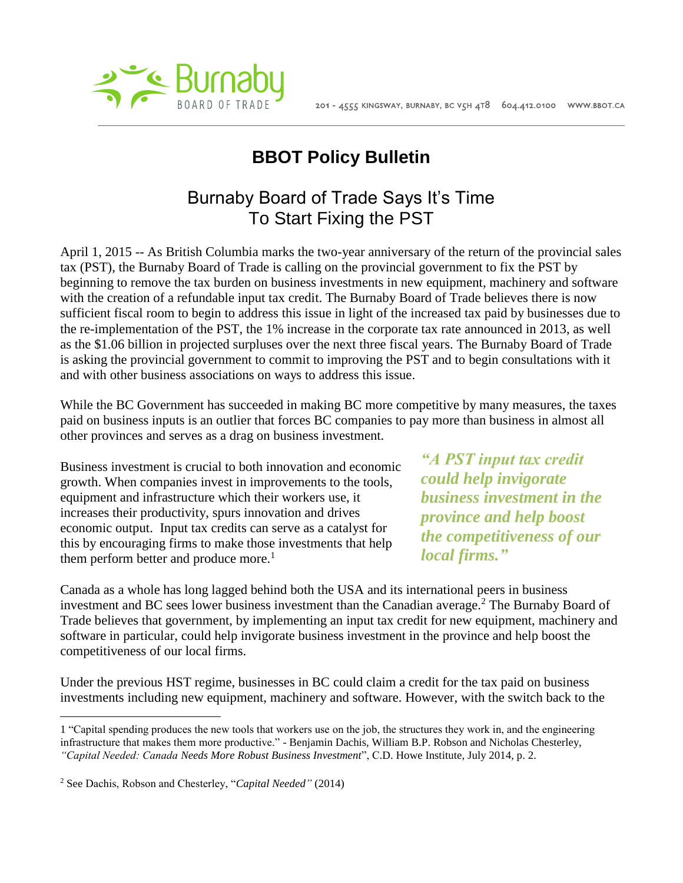Burnaby BOARD OF TRADE

201 - 4555 KINGSWAY, BURNABY, BC V5H 4T8 604.412.0100 WWW.BBOT.CA

# BBOT Policy Bulletin

## Burnaby Board of Trade Says It's Time To Start Fixing the PST

April 1, 2015 -- As British Columbia marks the two-year anniversary of the return of the provincial sales tax (PST), the Burnaby Board of Trade is calling on the provincial government to fix the PST by beginning to remove the tax burden on business investments in new equipment, machinery and software with the creation of a refundable input tax credit. The Burnaby Board of Trade believes there is now sufficient fiscal room to begin to address this issue in light of the increased tax paid by businesses due to the re-implementation of the PST, the 1% increase in the corporate tax rate announced in 2013, as well as the $1.06 billion in projected surpluses over the next three fiscal years. The Burnaby Board of Trade is asking the provincial government to commit to improving the PST and to begin consultations with it and with other business associations on ways to address this issue.

While the BC Government has succeeded in making BC more competitive by many measures, the taxes paid on business inputs is an outlier that forces BC companies to pay more than business in almost all other provinces and serves as a drag on business investment.

Business investment is crucial to both innovation and economic growth. When companies invest in improvements to the tools, equipment and infrastructure which their workers use, it increases their productivity, spurs innovation and drives economic output. Input tax credits can serve as a catalyst for this by encouraging firms to make those investments that help them perform better and produce more.[1]

***"A PST input tax credit could help invigorate business investment in the province and help boost the competitiveness of our local firms."***

Canada as a whole has long lagged behind both the USA and its international peers in business investment and BC sees lower business investment than the Canadian average.[2] The Burnaby Board of Trade believes that government, by implementing an input tax credit for new equipment, machinery and software in particular, could help invigorate business investment in the province and help boost the competitiveness of our local firms.

Under the previous HST regime, businesses in BC could claim a credit for the tax paid on business investments including new equipment, machinery and software. However, with the switch back to the

---

1 "Capital spending produces the new tools that workers use on the job, the structures they work in, and the engineering infrastructure that makes them more productive." - Benjamin Dachis, William B.P. Robson and Nicholas Chesterley, *"Capital Needed: Canada Needs More Robust Business Investment*", C.D. Howe Institute, July 2014, p. 2.

2 See Dachis, Robson and Chesterley, "*Capital Needed"* (2014)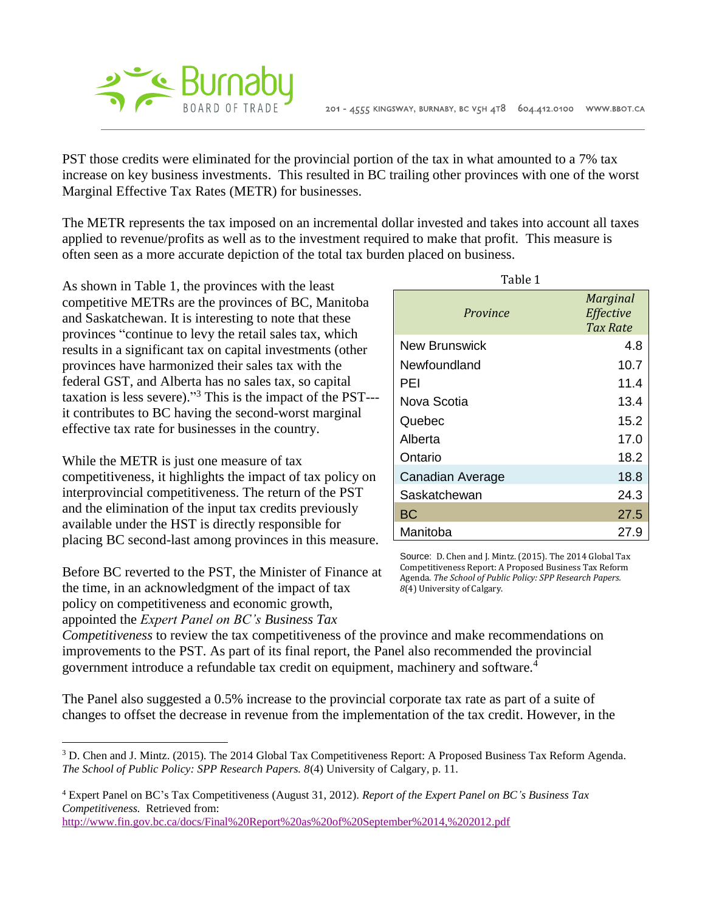PST those credits were eliminated for the provincial portion of the tax in what amounted to a 7% tax increase on key business investments. This resulted in BC trailing other provinces with one of the worst Marginal Effective Tax Rates (METR) for businesses.

The METR represents the tax imposed on an incremental dollar invested and takes into account all taxes applied to revenue/profits as well as to the investment required to make that profit. This measure is often seen as a more accurate depiction of the total tax burden placed on business.

As shown in Table 1, the provinces with the least competitive METRs are the provinces of BC, Manitoba and Saskatchewan. It is interesting to note that these provinces "continue to levy the retail sales tax, which results in a significant tax on capital investments (other provinces have harmonized their sales tax with the federal GST, and Alberta has no sales tax, so capital taxation is less severe)."[3] This is the impact of the PST---it contributes to BC having the second-worst marginal effective tax rate for businesses in the country.

Table 1

| *Province* | *Marginal Effective Tax Rate* |
|---|---|
| New Brunswick | 4.8 |
| Newfoundland | 10.7 |
| PEI | 11.4 |
| Nova Scotia | 13.4 |
| Quebec | 15.2 |
| Alberta | 17.0 |
| Ontario | 18.2 |
| Canadian Average | 18.8 |
| Saskatchewan | 24.3 |
| BC | 27.5 |
| Manitoba | 27.9 |

Source: D. Chen and J. Mintz. (2015). The 2014 Global Tax Competitiveness Report: A Proposed Business Tax Reform Agenda. *The School of Public Policy: SPP Research Papers. 8*(4) University of Calgary.

While the METR is just one measure of tax competitiveness, it highlights the impact of tax policy on interprovincial competitiveness. The return of the PST and the elimination of the input tax credits previously available under the HST is directly responsible for placing BC second-last among provinces in this measure.

Before BC reverted to the PST, the Minister of Finance at the time, in an acknowledgment of the impact of tax policy on competitiveness and economic growth, appointed the *Expert Panel on BC's Business Tax Competitiveness* to review the tax competitiveness of the province and make recommendations on improvements to the PST. As part of its final report, the Panel also recommended the provincial government introduce a refundable tax credit on equipment, machinery and software.[4]

The Panel also suggested a 0.5% increase to the provincial corporate tax rate as part of a suite of changes to offset the decrease in revenue from the implementation of the tax credit. However, in the

---

[3] D. Chen and J. Mintz. (2015). The 2014 Global Tax Competitiveness Report: A Proposed Business Tax Reform Agenda. *The School of Public Policy: SPP Research Papers. 8*(4) University of Calgary, p. 11.

[4] Expert Panel on BC's Tax Competitiveness (August 31, 2012). *Report of the Expert Panel on BC's Business Tax Competitiveness.* Retrieved from: http://www.fin.gov.bc.ca/docs/Final%20Report%20as%20of%20September%2014,%202012.pdf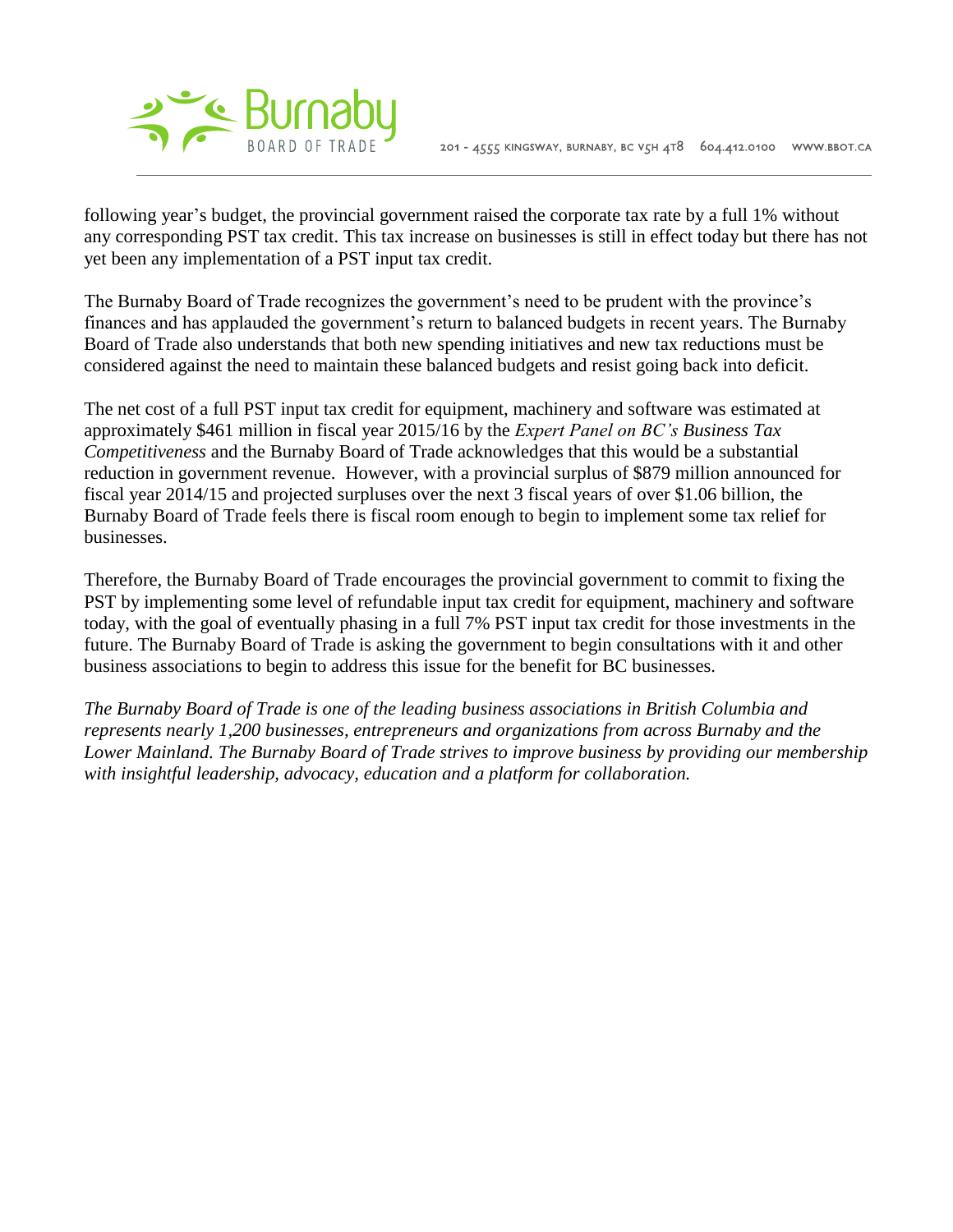following year's budget, the provincial government raised the corporate tax rate by a full 1% without any corresponding PST tax credit. This tax increase on businesses is still in effect today but there has not yet been any implementation of a PST input tax credit.

The Burnaby Board of Trade recognizes the government's need to be prudent with the province's finances and has applauded the government's return to balanced budgets in recent years. The Burnaby Board of Trade also understands that both new spending initiatives and new tax reductions must be considered against the need to maintain these balanced budgets and resist going back into deficit.

The net cost of a full PST input tax credit for equipment, machinery and software was estimated at approximately $461 million in fiscal year 2015/16 by the *Expert Panel on BC's Business Tax Competitiveness* and the Burnaby Board of Trade acknowledges that this would be a substantial reduction in government revenue. However, with a provincial surplus of $879 million announced for fiscal year 2014/15 and projected surpluses over the next 3 fiscal years of over $1.06 billion, the Burnaby Board of Trade feels there is fiscal room enough to begin to implement some tax relief for businesses.

Therefore, the Burnaby Board of Trade encourages the provincial government to commit to fixing the PST by implementing some level of refundable input tax credit for equipment, machinery and software today, with the goal of eventually phasing in a full 7% PST input tax credit for those investments in the future. The Burnaby Board of Trade is asking the government to begin consultations with it and other business associations to begin to address this issue for the benefit for BC businesses.

*The Burnaby Board of Trade is one of the leading business associations in British Columbia and represents nearly 1,200 businesses, entrepreneurs and organizations from across Burnaby and the Lower Mainland. The Burnaby Board of Trade strives to improve business by providing our membership with insightful leadership, advocacy, education and a platform for collaboration.*